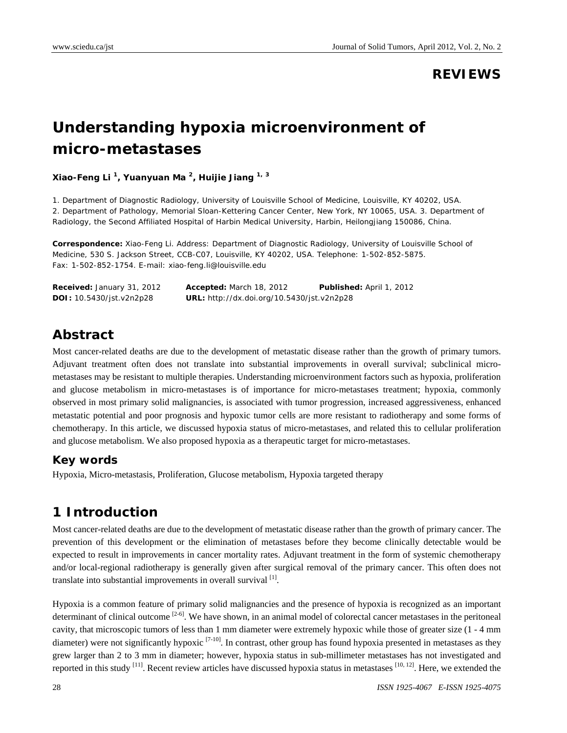**REVIEWS**

# Understanding hypoxia microenvironment of micro-metastases

**Xiao-Feng Li [1], Yuanyuan Ma [2], Huijie Jiang [1, 3]**

1. Department of Diagnostic Radiology, University of Louisville School of Medicine, Louisville, KY 40202, USA.
2. Department of Pathology, Memorial Sloan-Kettering Cancer Center, New York, NY 10065, USA. 3. Department of Radiology, the Second Affiliated Hospital of Harbin Medical University, Harbin, Heilongjiang 150086, China.

**Correspondence:** Xiao-Feng Li. Address: Department of Diagnostic Radiology, University of Louisville School of Medicine, 530 S. Jackson Street, CCB-C07, Louisville, KY 40202, USA. Telephone: 1-502-852-5875. Fax: 1-502-852-1754. E-mail: xiao-feng.li@louisville.edu

**Received:** January 31, 2012 **Accepted:** March 18, 2012 **Published:** April 1, 2012
**DOI:** 10.5430/jst.v2n2p28 **URL:** http://dx.doi.org/10.5430/jst.v2n2p28

## Abstract

Most cancer-related deaths are due to the development of metastatic disease rather than the growth of primary tumors. Adjuvant treatment often does not translate into substantial improvements in overall survival; subclinical micro-metastases may be resistant to multiple therapies. Understanding microenvironment factors such as hypoxia, proliferation and glucose metabolism in micro-metastases is of importance for micro-metastases treatment; hypoxia, commonly observed in most primary solid malignancies, is associated with tumor progression, increased aggressiveness, enhanced metastatic potential and poor prognosis and hypoxic tumor cells are more resistant to radiotherapy and some forms of chemotherapy. In this article, we discussed hypoxia status of micro-metastases, and related this to cellular proliferation and glucose metabolism. We also proposed hypoxia as a therapeutic target for micro-metastases.

### Key words

Hypoxia, Micro-metastasis, Proliferation, Glucose metabolism, Hypoxia targeted therapy

## 1 Introduction

Most cancer-related deaths are due to the development of metastatic disease rather than the growth of primary cancer. The prevention of this development or the elimination of metastases before they become clinically detectable would be expected to result in improvements in cancer mortality rates. Adjuvant treatment in the form of systemic chemotherapy and/or local-regional radiotherapy is generally given after surgical removal of the primary cancer. This often does not translate into substantial improvements in overall survival [1].

Hypoxia is a common feature of primary solid malignancies and the presence of hypoxia is recognized as an important determinant of clinical outcome [2-6]. We have shown, in an animal model of colorectal cancer metastases in the peritoneal cavity, that microscopic tumors of less than 1 mm diameter were extremely hypoxic while those of greater size (1 - 4 mm diameter) were not significantly hypoxic [7-10]. In contrast, other group has found hypoxia presented in metastases as they grew larger than 2 to 3 mm in diameter; however, hypoxia status in sub-millimeter metastases has not investigated and reported in this study [11]. Recent review articles have discussed hypoxia status in metastases [10, 12]. Here, we extended the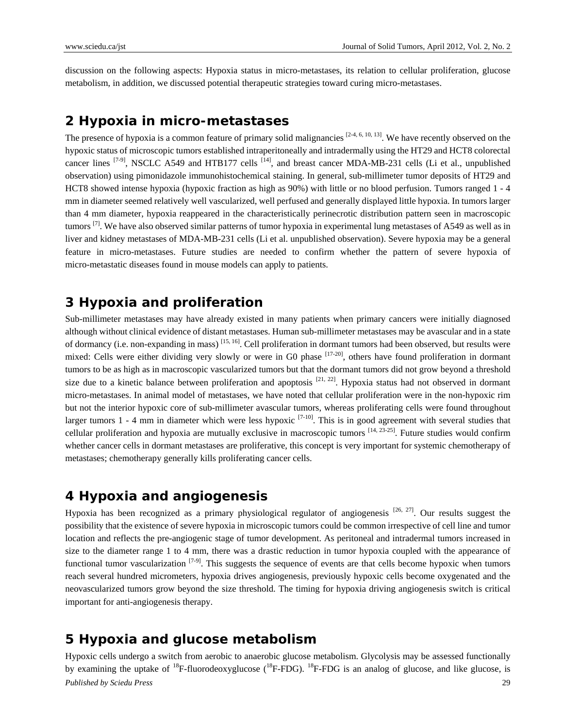discussion on the following aspects: Hypoxia status in micro-metastases, its relation to cellular proliferation, glucose metabolism, in addition, we discussed potential therapeutic strategies toward curing micro-metastases.

## 2 Hypoxia in micro-metastases

The presence of hypoxia is a common feature of primary solid malignancies [2-4, 6, 10, 13]. We have recently observed on the hypoxic status of microscopic tumors established intraperitoneally and intradermally using the HT29 and HCT8 colorectal cancer lines [7-9], NSCLC A549 and HTB177 cells [14], and breast cancer MDA-MB-231 cells (Li et al., unpublished observation) using pimonidazole immunohistochemical staining. In general, sub-millimeter tumor deposits of HT29 and HCT8 showed intense hypoxia (hypoxic fraction as high as 90%) with little or no blood perfusion. Tumors ranged 1 - 4 mm in diameter seemed relatively well vascularized, well perfused and generally displayed little hypoxia. In tumors larger than 4 mm diameter, hypoxia reappeared in the characteristically perinecrotic distribution pattern seen in macroscopic tumors [7]. We have also observed similar patterns of tumor hypoxia in experimental lung metastases of A549 as well as in liver and kidney metastases of MDA-MB-231 cells (Li et al. unpublished observation). Severe hypoxia may be a general feature in micro-metastases. Future studies are needed to confirm whether the pattern of severe hypoxia of micro-metastatic diseases found in mouse models can apply to patients.

## 3 Hypoxia and proliferation

Sub-millimeter metastases may have already existed in many patients when primary cancers were initially diagnosed although without clinical evidence of distant metastases. Human sub-millimeter metastases may be avascular and in a state of dormancy (i.e. non-expanding in mass) [15, 16]. Cell proliferation in dormant tumors had been observed, but results were mixed: Cells were either dividing very slowly or were in G0 phase [17-20], others have found proliferation in dormant tumors to be as high as in macroscopic vascularized tumors but that the dormant tumors did not grow beyond a threshold size due to a kinetic balance between proliferation and apoptosis [21, 22]. Hypoxia status had not observed in dormant micro-metastases. In animal model of metastases, we have noted that cellular proliferation were in the non-hypoxic rim but not the interior hypoxic core of sub-millimeter avascular tumors, whereas proliferating cells were found throughout larger tumors 1 - 4 mm in diameter which were less hypoxic [7-10]. This is in good agreement with several studies that cellular proliferation and hypoxia are mutually exclusive in macroscopic tumors [14, 23-25]. Future studies would confirm whether cancer cells in dormant metastases are proliferative, this concept is very important for systemic chemotherapy of metastases; chemotherapy generally kills proliferating cancer cells.

## 4 Hypoxia and angiogenesis

Hypoxia has been recognized as a primary physiological regulator of angiogenesis [26, 27]. Our results suggest the possibility that the existence of severe hypoxia in microscopic tumors could be common irrespective of cell line and tumor location and reflects the pre-angiogenic stage of tumor development. As peritoneal and intradermal tumors increased in size to the diameter range 1 to 4 mm, there was a drastic reduction in tumor hypoxia coupled with the appearance of functional tumor vascularization [7-9]. This suggests the sequence of events are that cells become hypoxic when tumors reach several hundred micrometers, hypoxia drives angiogenesis, previously hypoxic cells become oxygenated and the neovascularized tumors grow beyond the size threshold. The timing for hypoxia driving angiogenesis switch is critical important for anti-angiogenesis therapy.

## 5 Hypoxia and glucose metabolism

Hypoxic cells undergo a switch from aerobic to anaerobic glucose metabolism. Glycolysis may be assessed functionally by examining the uptake of $^{18}$F-fluorodeoxyglucose ($^{18}$F-FDG). $^{18}$F-FDG is an analog of glucose, and like glucose, is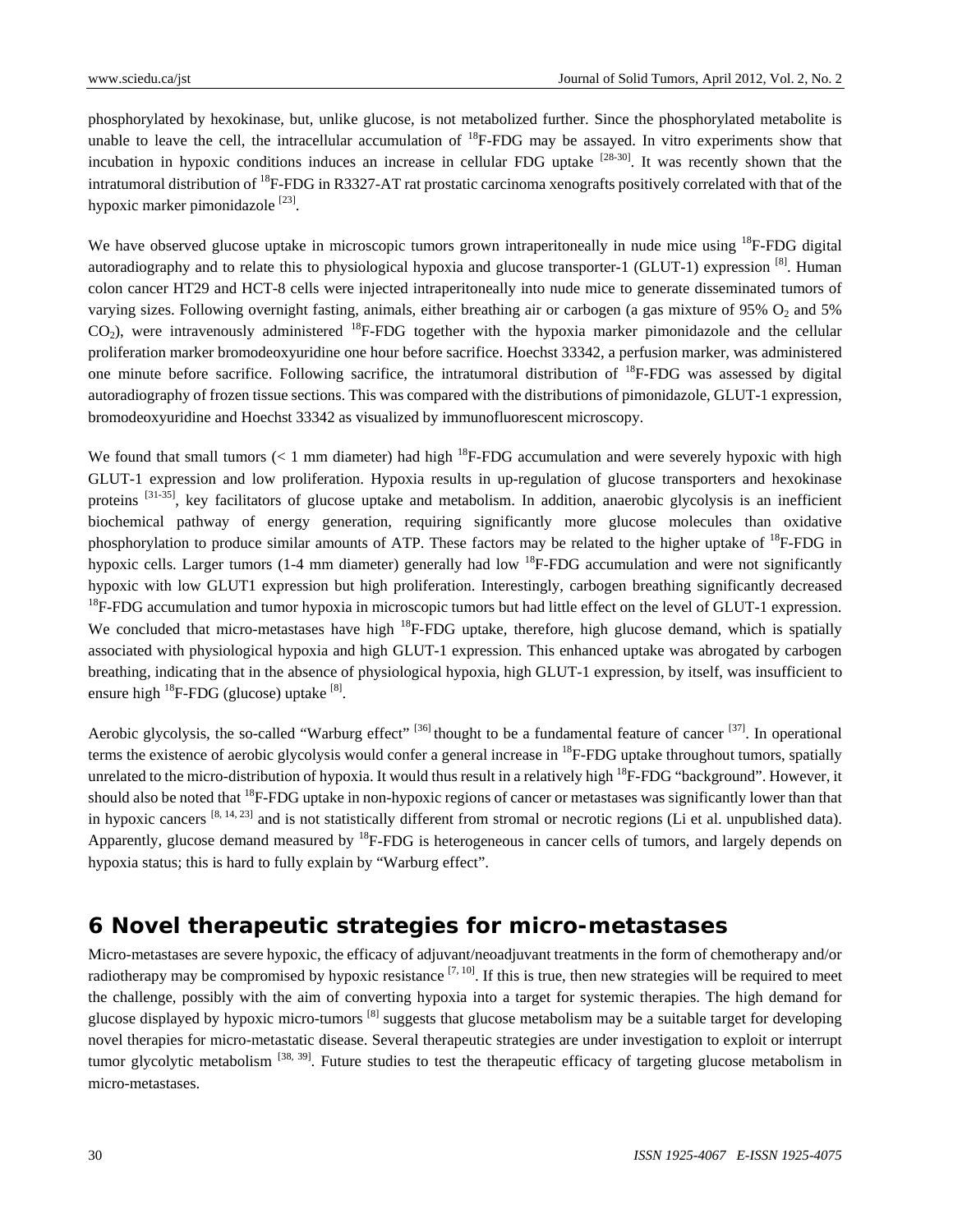phosphorylated by hexokinase, but, unlike glucose, is not metabolized further. Since the phosphorylated metabolite is unable to leave the cell, the intracellular accumulation of $^{18}$F-FDG may be assayed. In vitro experiments show that incubation in hypoxic conditions induces an increase in cellular FDG uptake [28-30]. It was recently shown that the intratumoral distribution of $^{18}$F-FDG in R3327-AT rat prostatic carcinoma xenografts positively correlated with that of the hypoxic marker pimonidazole [23].

We have observed glucose uptake in microscopic tumors grown intraperitoneally in nude mice using $^{18}$F-FDG digital autoradiography and to relate this to physiological hypoxia and glucose transporter-1 (GLUT-1) expression [8]. Human colon cancer HT29 and HCT-8 cells were injected intraperitoneally into nude mice to generate disseminated tumors of varying sizes. Following overnight fasting, animals, either breathing air or carbogen (a gas mixture of 95% $O_2$ and 5% $CO_2$), were intravenously administered $^{18}$F-FDG together with the hypoxia marker pimonidazole and the cellular proliferation marker bromodeoxyuridine one hour before sacrifice. Hoechst 33342, a perfusion marker, was administered one minute before sacrifice. Following sacrifice, the intratumoral distribution of $^{18}$F-FDG was assessed by digital autoradiography of frozen tissue sections. This was compared with the distributions of pimonidazole, GLUT-1 expression, bromodeoxyuridine and Hoechst 33342 as visualized by immunofluorescent microscopy.

We found that small tumors (< 1 mm diameter) had high $^{18}$F-FDG accumulation and were severely hypoxic with high GLUT-1 expression and low proliferation. Hypoxia results in up-regulation of glucose transporters and hexokinase proteins [31-35], key facilitators of glucose uptake and metabolism. In addition, anaerobic glycolysis is an inefficient biochemical pathway of energy generation, requiring significantly more glucose molecules than oxidative phosphorylation to produce similar amounts of ATP. These factors may be related to the higher uptake of $^{18}$F-FDG in hypoxic cells. Larger tumors (1-4 mm diameter) generally had low $^{18}$F-FDG accumulation and were not significantly hypoxic with low GLUT1 expression but high proliferation. Interestingly, carbogen breathing significantly decreased $^{18}$F-FDG accumulation and tumor hypoxia in microscopic tumors but had little effect on the level of GLUT-1 expression. We concluded that micro-metastases have high $^{18}$F-FDG uptake, therefore, high glucose demand, which is spatially associated with physiological hypoxia and high GLUT-1 expression. This enhanced uptake was abrogated by carbogen breathing, indicating that in the absence of physiological hypoxia, high GLUT-1 expression, by itself, was insufficient to ensure high $^{18}$F-FDG (glucose) uptake [8].

Aerobic glycolysis, the so-called "Warburg effect" [36] thought to be a fundamental feature of cancer [37]. In operational terms the existence of aerobic glycolysis would confer a general increase in $^{18}$F-FDG uptake throughout tumors, spatially unrelated to the micro-distribution of hypoxia. It would thus result in a relatively high $^{18}$F-FDG "background". However, it should also be noted that $^{18}$F-FDG uptake in non-hypoxic regions of cancer or metastases was significantly lower than that in hypoxic cancers [8, 14, 23] and is not statistically different from stromal or necrotic regions (Li et al. unpublished data). Apparently, glucose demand measured by $^{18}$F-FDG is heterogeneous in cancer cells of tumors, and largely depends on hypoxia status; this is hard to fully explain by "Warburg effect".

## 6 Novel therapeutic strategies for micro-metastases

Micro-metastases are severe hypoxic, the efficacy of adjuvant/neoadjuvant treatments in the form of chemotherapy and/or radiotherapy may be compromised by hypoxic resistance [7, 10]. If this is true, then new strategies will be required to meet the challenge, possibly with the aim of converting hypoxia into a target for systemic therapies. The high demand for glucose displayed by hypoxic micro-tumors [8] suggests that glucose metabolism may be a suitable target for developing novel therapies for micro-metastatic disease. Several therapeutic strategies are under investigation to exploit or interrupt tumor glycolytic metabolism [38, 39]. Future studies to test the therapeutic efficacy of targeting glucose metabolism in micro-metastases.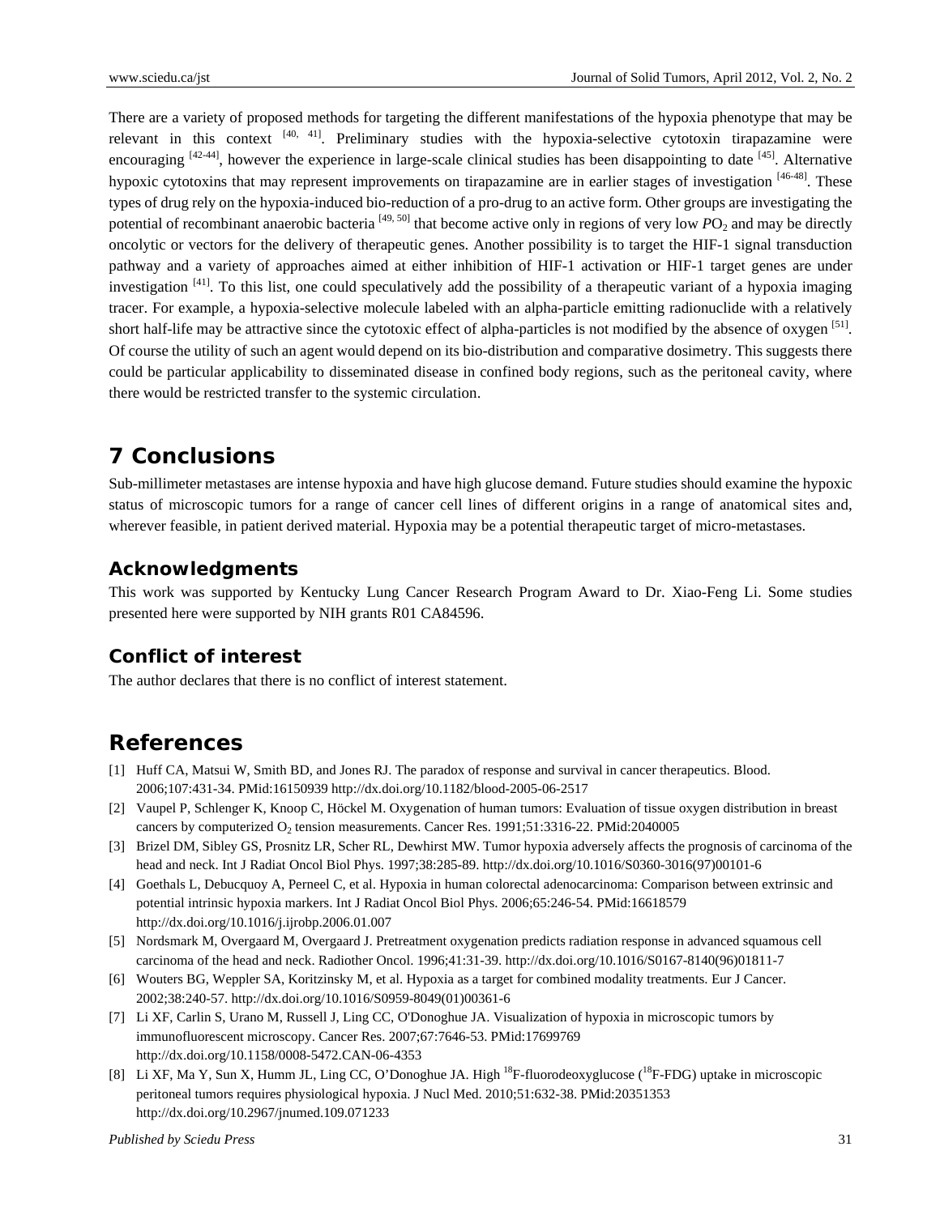There are a variety of proposed methods for targeting the different manifestations of the hypoxia phenotype that may be relevant in this context [40, 41]. Preliminary studies with the hypoxia-selective cytotoxin tirapazamine were encouraging [42-44], however the experience in large-scale clinical studies has been disappointing to date [45]. Alternative hypoxic cytotoxins that may represent improvements on tirapazamine are in earlier stages of investigation [46-48]. These types of drug rely on the hypoxia-induced bio-reduction of a pro-drug to an active form. Other groups are investigating the potential of recombinant anaerobic bacteria [49, 50] that become active only in regions of very low $PO_2$ and may be directly oncolytic or vectors for the delivery of therapeutic genes. Another possibility is to target the HIF-1 signal transduction pathway and a variety of approaches aimed at either inhibition of HIF-1 activation or HIF-1 target genes are under investigation [41]. To this list, one could speculatively add the possibility of a therapeutic variant of a hypoxia imaging tracer. For example, a hypoxia-selective molecule labeled with an alpha-particle emitting radionuclide with a relatively short half-life may be attractive since the cytotoxic effect of alpha-particles is not modified by the absence of oxygen [51]. Of course the utility of such an agent would depend on its bio-distribution and comparative dosimetry. This suggests there could be particular applicability to disseminated disease in confined body regions, such as the peritoneal cavity, where there would be restricted transfer to the systemic circulation.

# 7 Conclusions

Sub-millimeter metastases are intense hypoxia and have high glucose demand. Future studies should examine the hypoxic status of microscopic tumors for a range of cancer cell lines of different origins in a range of anatomical sites and, wherever feasible, in patient derived material. Hypoxia may be a potential therapeutic target of micro-metastases.

## Acknowledgments

This work was supported by Kentucky Lung Cancer Research Program Award to Dr. Xiao-Feng Li. Some studies presented here were supported by NIH grants R01 CA84596.

## Conflict of interest

The author declares that there is no conflict of interest statement.

# References

[1] Huff CA, Matsui W, Smith BD, and Jones RJ. The paradox of response and survival in cancer therapeutics. Blood. 2006;107:431-34. PMid:16150939 http://dx.doi.org/10.1182/blood-2005-06-2517

[2] Vaupel P, Schlenger K, Knoop C, Höckel M. Oxygenation of human tumors: Evaluation of tissue oxygen distribution in breast cancers by computerized $O_2$ tension measurements. Cancer Res. 1991;51:3316-22. PMid:2040005

[3] Brizel DM, Sibley GS, Prosnitz LR, Scher RL, Dewhirst MW. Tumor hypoxia adversely affects the prognosis of carcinoma of the head and neck. Int J Radiat Oncol Biol Phys. 1997;38:285-89. http://dx.doi.org/10.1016/S0360-3016(97)00101-6

[4] Goethals L, Debucquoy A, Perneel C, et al. Hypoxia in human colorectal adenocarcinoma: Comparison between extrinsic and potential intrinsic hypoxia markers. Int J Radiat Oncol Biol Phys. 2006;65:246-54. PMid:16618579 http://dx.doi.org/10.1016/j.ijrobp.2006.01.007

[5] Nordsmark M, Overgaard M, Overgaard J. Pretreatment oxygenation predicts radiation response in advanced squamous cell carcinoma of the head and neck. Radiother Oncol. 1996;41:31-39. http://dx.doi.org/10.1016/S0167-8140(96)01811-7

[6] Wouters BG, Weppler SA, Koritzinsky M, et al. Hypoxia as a target for combined modality treatments. Eur J Cancer. 2002;38:240-57. http://dx.doi.org/10.1016/S0959-8049(01)00361-6

[7] Li XF, Carlin S, Urano M, Russell J, Ling CC, O'Donoghue JA. Visualization of hypoxia in microscopic tumors by immunofluorescent microscopy. Cancer Res. 2007;67:7646-53. PMid:17699769 http://dx.doi.org/10.1158/0008-5472.CAN-06-4353

[8] Li XF, Ma Y, Sun X, Humm JL, Ling CC, O'Donoghue JA. High $^{18}$F-fluorodeoxyglucose ($^{18}$F-FDG) uptake in microscopic peritoneal tumors requires physiological hypoxia. J Nucl Med. 2010;51:632-38. PMid:20351353 http://dx.doi.org/10.2967/jnumed.109.071233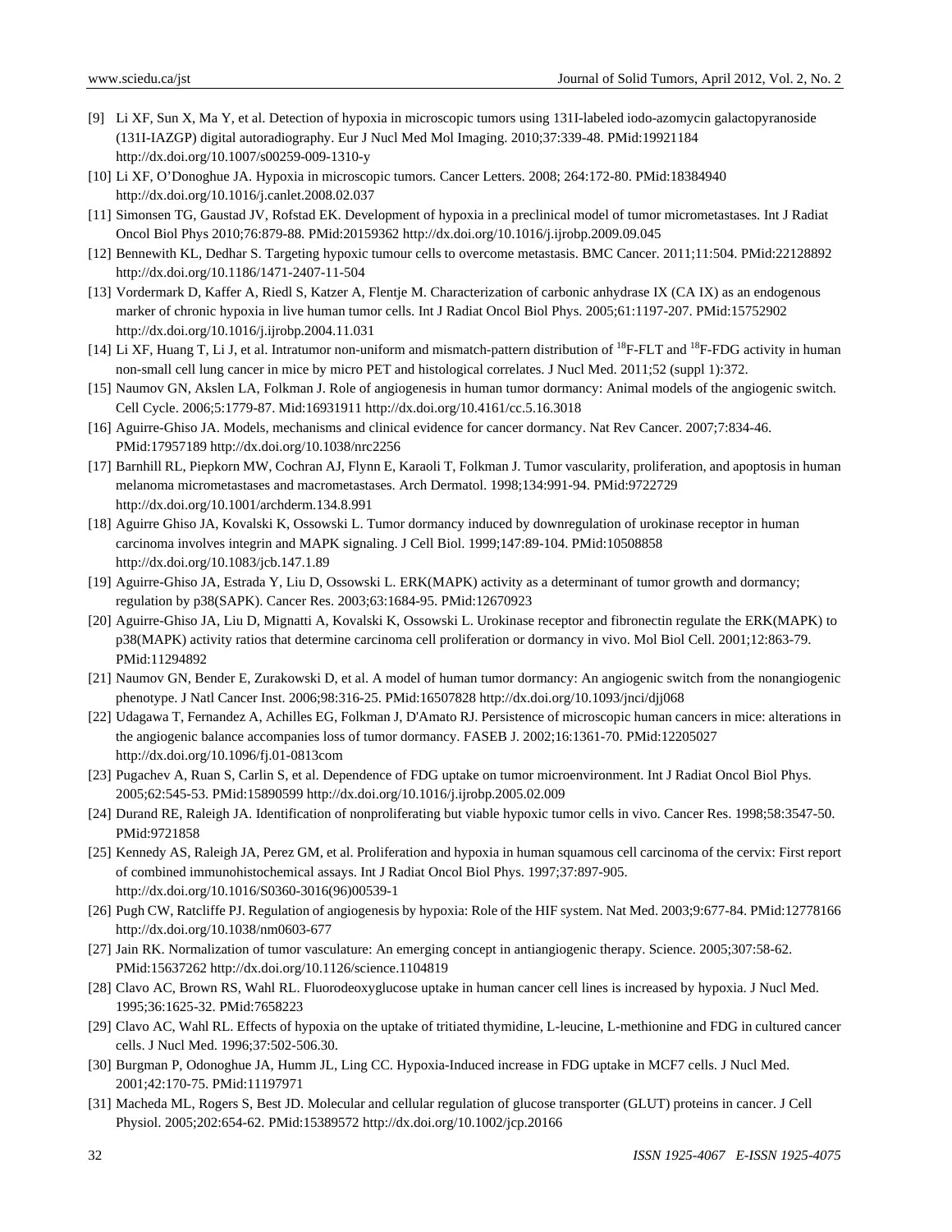[9] Li XF, Sun X, Ma Y, et al. Detection of hypoxia in microscopic tumors using 131I-labeled iodo-azomycin galactopyranoside (131I-IAZGP) digital autoradiography. Eur J Nucl Med Mol Imaging. 2010;37:339-48. PMid:19921184 http://dx.doi.org/10.1007/s00259-009-1310-y

[10] Li XF, O'Donoghue JA. Hypoxia in microscopic tumors. Cancer Letters. 2008; 264:172-80. PMid:18384940 http://dx.doi.org/10.1016/j.canlet.2008.02.037

[11] Simonsen TG, Gaustad JV, Rofstad EK. Development of hypoxia in a preclinical model of tumor micrometastases. Int J Radiat Oncol Biol Phys 2010;76:879-88. PMid:20159362 http://dx.doi.org/10.1016/j.ijrobp.2009.09.045

[12] Bennewith KL, Dedhar S. Targeting hypoxic tumour cells to overcome metastasis. BMC Cancer. 2011;11:504. PMid:22128892 http://dx.doi.org/10.1186/1471-2407-11-504

[13] Vordermark D, Kaffer A, Riedl S, Katzer A, Flentje M. Characterization of carbonic anhydrase IX (CA IX) as an endogenous marker of chronic hypoxia in live human tumor cells. Int J Radiat Oncol Biol Phys. 2005;61:1197-207. PMid:15752902 http://dx.doi.org/10.1016/j.ijrobp.2004.11.031

[14] Li XF, Huang T, Li J, et al. Intratumor non-uniform and mismatch-pattern distribution of $^{18}$F-FLT and $^{18}$F-FDG activity in human non-small cell lung cancer in mice by micro PET and histological correlates. J Nucl Med. 2011;52 (suppl 1):372.

[15] Naumov GN, Akslen LA, Folkman J. Role of angiogenesis in human tumor dormancy: Animal models of the angiogenic switch. Cell Cycle. 2006;5:1779-87. Mid:16931911 http://dx.doi.org/10.4161/cc.5.16.3018

[16] Aguirre-Ghiso JA. Models, mechanisms and clinical evidence for cancer dormancy. Nat Rev Cancer. 2007;7:834-46. PMid:17957189 http://dx.doi.org/10.1038/nrc2256

[17] Barnhill RL, Piepkorn MW, Cochran AJ, Flynn E, Karaoli T, Folkman J. Tumor vascularity, proliferation, and apoptosis in human melanoma micrometastases and macrometastases. Arch Dermatol. 1998;134:991-94. PMid:9722729 http://dx.doi.org/10.1001/archderm.134.8.991

[18] Aguirre Ghiso JA, Kovalski K, Ossowski L. Tumor dormancy induced by downregulation of urokinase receptor in human carcinoma involves integrin and MAPK signaling. J Cell Biol. 1999;147:89-104. PMid:10508858 http://dx.doi.org/10.1083/jcb.147.1.89

[19] Aguirre-Ghiso JA, Estrada Y, Liu D, Ossowski L. ERK(MAPK) activity as a determinant of tumor growth and dormancy; regulation by p38(SAPK). Cancer Res. 2003;63:1684-95. PMid:12670923

[20] Aguirre-Ghiso JA, Liu D, Mignatti A, Kovalski K, Ossowski L. Urokinase receptor and fibronectin regulate the ERK(MAPK) to p38(MAPK) activity ratios that determine carcinoma cell proliferation or dormancy in vivo. Mol Biol Cell. 2001;12:863-79. PMid:11294892

[21] Naumov GN, Bender E, Zurakowski D, et al. A model of human tumor dormancy: An angiogenic switch from the nonangiogenic phenotype. J Natl Cancer Inst. 2006;98:316-25. PMid:16507828 http://dx.doi.org/10.1093/jnci/djj068

[22] Udagawa T, Fernandez A, Achilles EG, Folkman J, D'Amato RJ. Persistence of microscopic human cancers in mice: alterations in the angiogenic balance accompanies loss of tumor dormancy. FASEB J. 2002;16:1361-70. PMid:12205027 http://dx.doi.org/10.1096/fj.01-0813com

[23] Pugachev A, Ruan S, Carlin S, et al. Dependence of FDG uptake on tumor microenvironment. Int J Radiat Oncol Biol Phys. 2005;62:545-53. PMid:15890599 http://dx.doi.org/10.1016/j.ijrobp.2005.02.009

[24] Durand RE, Raleigh JA. Identification of nonproliferating but viable hypoxic tumor cells in vivo. Cancer Res. 1998;58:3547-50. PMid:9721858

[25] Kennedy AS, Raleigh JA, Perez GM, et al. Proliferation and hypoxia in human squamous cell carcinoma of the cervix: First report of combined immunohistochemical assays. Int J Radiat Oncol Biol Phys. 1997;37:897-905. http://dx.doi.org/10.1016/S0360-3016(96)00539-1

[26] Pugh CW, Ratcliffe PJ. Regulation of angiogenesis by hypoxia: Role of the HIF system. Nat Med. 2003;9:677-84. PMid:12778166 http://dx.doi.org/10.1038/nm0603-677

[27] Jain RK. Normalization of tumor vasculature: An emerging concept in antiangiogenic therapy. Science. 2005;307:58-62. PMid:15637262 http://dx.doi.org/10.1126/science.1104819

[28] Clavo AC, Brown RS, Wahl RL. Fluorodeoxyglucose uptake in human cancer cell lines is increased by hypoxia. J Nucl Med. 1995;36:1625-32. PMid:7658223

[29] Clavo AC, Wahl RL. Effects of hypoxia on the uptake of tritiated thymidine, L-leucine, L-methionine and FDG in cultured cancer cells. J Nucl Med. 1996;37:502-506.30.

[30] Burgman P, Odonoghue JA, Humm JL, Ling CC. Hypoxia-Induced increase in FDG uptake in MCF7 cells. J Nucl Med. 2001;42:170-75. PMid:11197971

[31] Macheda ML, Rogers S, Best JD. Molecular and cellular regulation of glucose transporter (GLUT) proteins in cancer. J Cell Physiol. 2005;202:654-62. PMid:15389572 http://dx.doi.org/10.1002/jcp.20166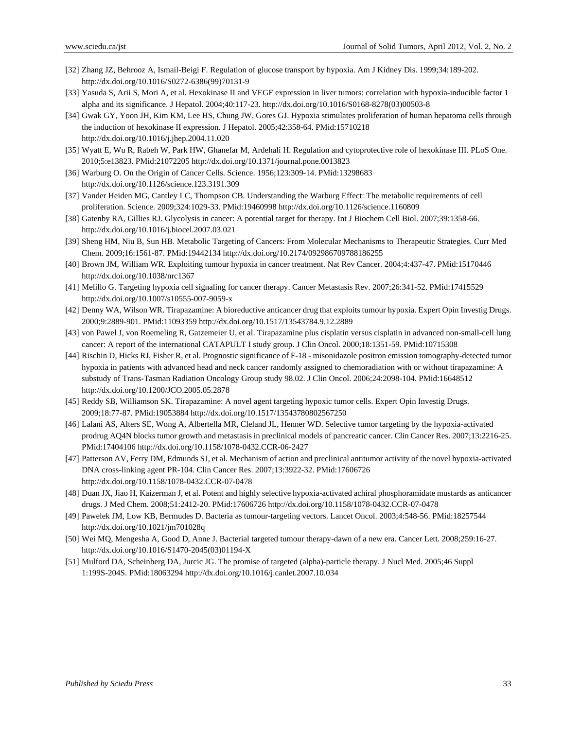[32] Zhang JZ, Behrooz A, Ismail-Beigi F. Regulation of glucose transport by hypoxia. Am J Kidney Dis. 1999;34:189-202. http://dx.doi.org/10.1016/S0272-6386(99)70131-9

[33] Yasuda S, Arii S, Mori A, et al. Hexokinase II and VEGF expression in liver tumors: correlation with hypoxia-inducible factor 1 alpha and its significance. J Hepatol. 2004;40:117-23. http://dx.doi.org/10.1016/S0168-8278(03)00503-8

[34] Gwak GY, Yoon JH, Kim KM, Lee HS, Chung JW, Gores GJ. Hypoxia stimulates proliferation of human hepatoma cells through the induction of hexokinase II expression. J Hepatol. 2005;42:358-64. PMid:15710218 http://dx.doi.org/10.1016/j.jhep.2004.11.020

[35] Wyatt E, Wu R, Rabeh W, Park HW, Ghanefar M, Ardehali H. Regulation and cytoprotective role of hexokinase III. PLoS One. 2010;5:e13823. PMid:21072205 http://dx.doi.org/10.1371/journal.pone.0013823

[36] Warburg O. On the Origin of Cancer Cells. Science. 1956;123:309-14. PMid:13298683 http://dx.doi.org/10.1126/science.123.3191.309

[37] Vander Heiden MG, Cantley LC, Thompson CB. Understanding the Warburg Effect: The metabolic requirements of cell proliferation. Science. 2009;324:1029-33. PMid:19460998 http://dx.doi.org/10.1126/science.1160809

[38] Gatenby RA, Gillies RJ. Glycolysis in cancer: A potential target for therapy. Int J Biochem Cell Biol. 2007;39:1358-66. http://dx.doi.org/10.1016/j.biocel.2007.03.021

[39] Sheng HM, Niu B, Sun HB. Metabolic Targeting of Cancers: From Molecular Mechanisms to Therapeutic Strategies. Curr Med Chem. 2009;16:1561-87. PMid:19442134 http://dx.doi.org/10.2174/092986709788186255

[40] Brown JM, William WR. Exploiting tumour hypoxia in cancer treatment. Nat Rev Cancer. 2004;4:437-47. PMid:15170446 http://dx.doi.org/10.1038/nrc1367

[41] Melillo G. Targeting hypoxia cell signaling for cancer therapy. Cancer Metastasis Rev. 2007;26:341-52. PMid:17415529 http://dx.doi.org/10.1007/s10555-007-9059-x

[42] Denny WA, Wilson WR. Tirapazamine: A bioreductive anticancer drug that exploits tumour hypoxia. Expert Opin Investig Drugs. 2000;9:2889-901. PMid:11093359 http://dx.doi.org/10.1517/13543784.9.12.2889

[43] von Pawel J, von Roemeling R, Gatzemeier U, et al. Tirapazamine plus cisplatin versus cisplatin in advanced non-small-cell lung cancer: A report of the international CATAPULT I study group. J Clin Oncol. 2000;18:1351-59. PMid:10715308

[44] Rischin D, Hicks RJ, Fisher R, et al. Prognostic significance of F-18 - misonidazole positron emission tomography-detected tumor hypoxia in patients with advanced head and neck cancer randomly assigned to chemoradiation with or without tirapazamine: A substudy of Trans-Tasman Radiation Oncology Group study 98.02. J Clin Oncol. 2006;24:2098-104. PMid:16648512 http://dx.doi.org/10.1200/JCO.2005.05.2878

[45] Reddy SB, Williamson SK. Tirapazamine: A novel agent targeting hypoxic tumor cells. Expert Opin Investig Drugs. 2009;18:77-87. PMid:19053884 http://dx.doi.org/10.1517/13543780802567250

[46] Lalani AS, Alters SE, Wong A, Albertella MR, Cleland JL, Henner WD. Selective tumor targeting by the hypoxia-activated prodrug AQ4N blocks tumor growth and metastasis in preclinical models of pancreatic cancer. Clin Cancer Res. 2007;13:2216-25. PMid:17404106 http://dx.doi.org/10.1158/1078-0432.CCR-06-2427

[47] Patterson AV, Ferry DM, Edmunds SJ, et al. Mechanism of action and preclinical antitumor activity of the novel hypoxia-activated DNA cross-linking agent PR-104. Clin Cancer Res. 2007;13:3922-32. PMid:17606726 http://dx.doi.org/10.1158/1078-0432.CCR-07-0478

[48] Duan JX, Jiao H, Kaizerman J, et al. Potent and highly selective hypoxia-activated achiral phosphoramidate mustards as anticancer drugs. J Med Chem. 2008;51:2412-20. PMid:17606726 http://dx.doi.org/10.1158/1078-0432.CCR-07-0478

[49] Pawelek JM, Low KB, Bermudes D. Bacteria as tumour-targeting vectors. Lancet Oncol. 2003;4:548-56. PMid:18257544 http://dx.doi.org/10.1021/jm701028q

[50] Wei MQ, Mengesha A, Good D, Anne J. Bacterial targeted tumour therapy-dawn of a new era. Cancer Lett. 2008;259:16-27. http://dx.doi.org/10.1016/S1470-2045(03)01194-X

[51] Mulford DA, Scheinberg DA, Jurcic JG. The promise of targeted (alpha)-particle therapy. J Nucl Med. 2005;46 Suppl 1:199S-204S. PMid:18063294 http://dx.doi.org/10.1016/j.canlet.2007.10.034